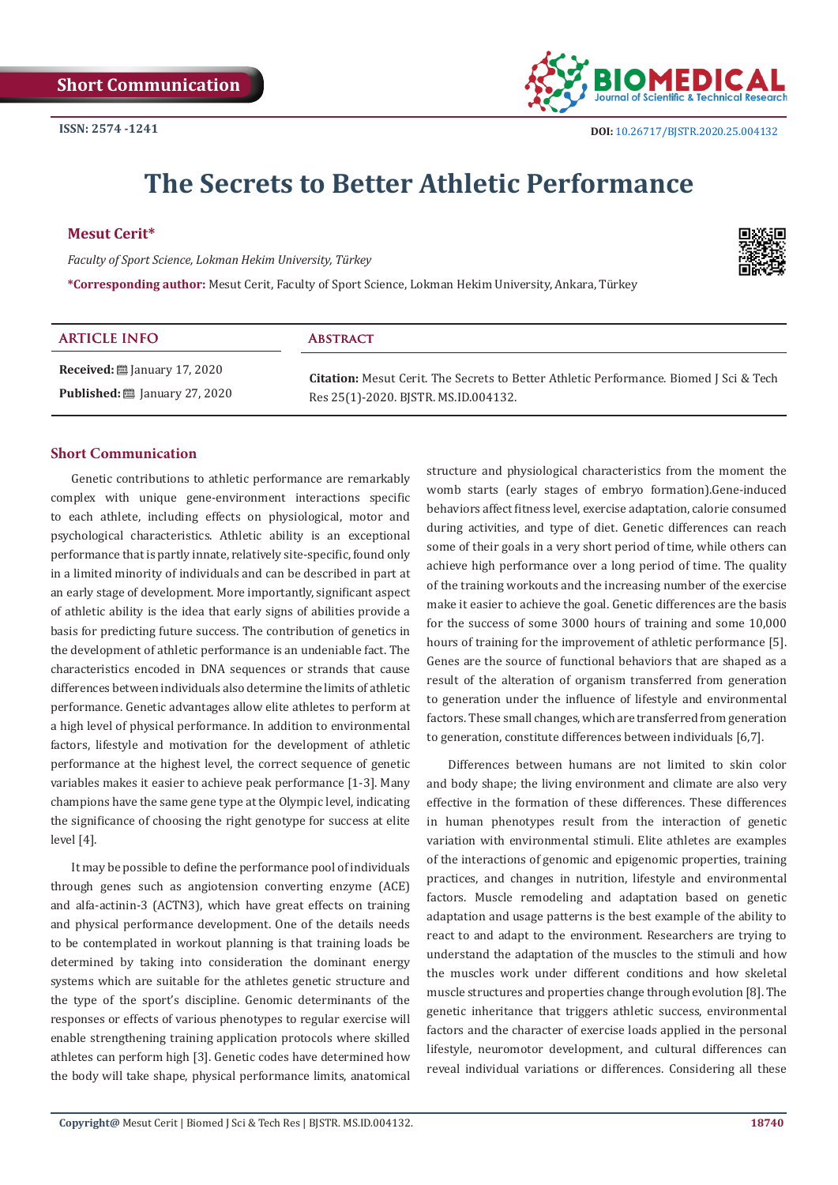Short Communication

ISSN: 2574 -1241

DOI: 10.26717/BJSTR.2020.25.004132

# The Secrets to Better Athletic Performance

**Mesut Cerit***

*Faculty of Sport Science, Lokman Hekim University, Türkey*

***Corresponding author:** Mesut Cerit, Faculty of Sport Science, Lokman Hekim University, Ankara, Türkey

**ARTICLE INFO**

**Received:** January 17, 2020

**Published:** January 27, 2020

**Abstract**

**Citation:** Mesut Cerit. The Secrets to Better Athletic Performance. Biomed J Sci & Tech Res 25(1)-2020. BJSTR. MS.ID.004132.

## Short Communication

Genetic contributions to athletic performance are remarkably complex with unique gene-environment interactions specific to each athlete, including effects on physiological, motor and psychological characteristics. Athletic ability is an exceptional performance that is partly innate, relatively site-specific, found only in a limited minority of individuals and can be described in part at an early stage of development. More importantly, significant aspect of athletic ability is the idea that early signs of abilities provide a basis for predicting future success. The contribution of genetics in the development of athletic performance is an undeniable fact. The characteristics encoded in DNA sequences or strands that cause differences between individuals also determine the limits of athletic performance. Genetic advantages allow elite athletes to perform at a high level of physical performance. In addition to environmental factors, lifestyle and motivation for the development of athletic performance at the highest level, the correct sequence of genetic variables makes it easier to achieve peak performance [1-3]. Many champions have the same gene type at the Olympic level, indicating the significance of choosing the right genotype for success at elite level [4].

It may be possible to define the performance pool of individuals through genes such as angiotension converting enzyme (ACE) and alfa-actinin-3 (ACTN3), which have great effects on training and physical performance development. One of the details needs to be contemplated in workout planning is that training loads be determined by taking into consideration the dominant energy systems which are suitable for the athletes genetic structure and the type of the sport's discipline. Genomic determinants of the responses or effects of various phenotypes to regular exercise will enable strengthening training application protocols where skilled athletes can perform high [3]. Genetic codes have determined how the body will take shape, physical performance limits, anatomical structure and physiological characteristics from the moment the womb starts (early stages of embryo formation).Gene-induced behaviors affect fitness level, exercise adaptation, calorie consumed during activities, and type of diet. Genetic differences can reach some of their goals in a very short period of time, while others can achieve high performance over a long period of time. The quality of the training workouts and the increasing number of the exercise make it easier to achieve the goal. Genetic differences are the basis for the success of some 3000 hours of training and some 10,000 hours of training for the improvement of athletic performance [5]. Genes are the source of functional behaviors that are shaped as a result of the alteration of organism transferred from generation to generation under the influence of lifestyle and environmental factors. These small changes, which are transferred from generation to generation, constitute differences between individuals [6,7].

Differences between humans are not limited to skin color and body shape; the living environment and climate are also very effective in the formation of these differences. These differences in human phenotypes result from the interaction of genetic variation with environmental stimuli. Elite athletes are examples of the interactions of genomic and epigenomic properties, training practices, and changes in nutrition, lifestyle and environmental factors. Muscle remodeling and adaptation based on genetic adaptation and usage patterns is the best example of the ability to react to and adapt to the environment. Researchers are trying to understand the adaptation of the muscles to the stimuli and how the muscles work under different conditions and how skeletal muscle structures and properties change through evolution [8]. The genetic inheritance that triggers athletic success, environmental factors and the character of exercise loads applied in the personal lifestyle, neuromotor development, and cultural differences can reveal individual variations or differences. Considering all these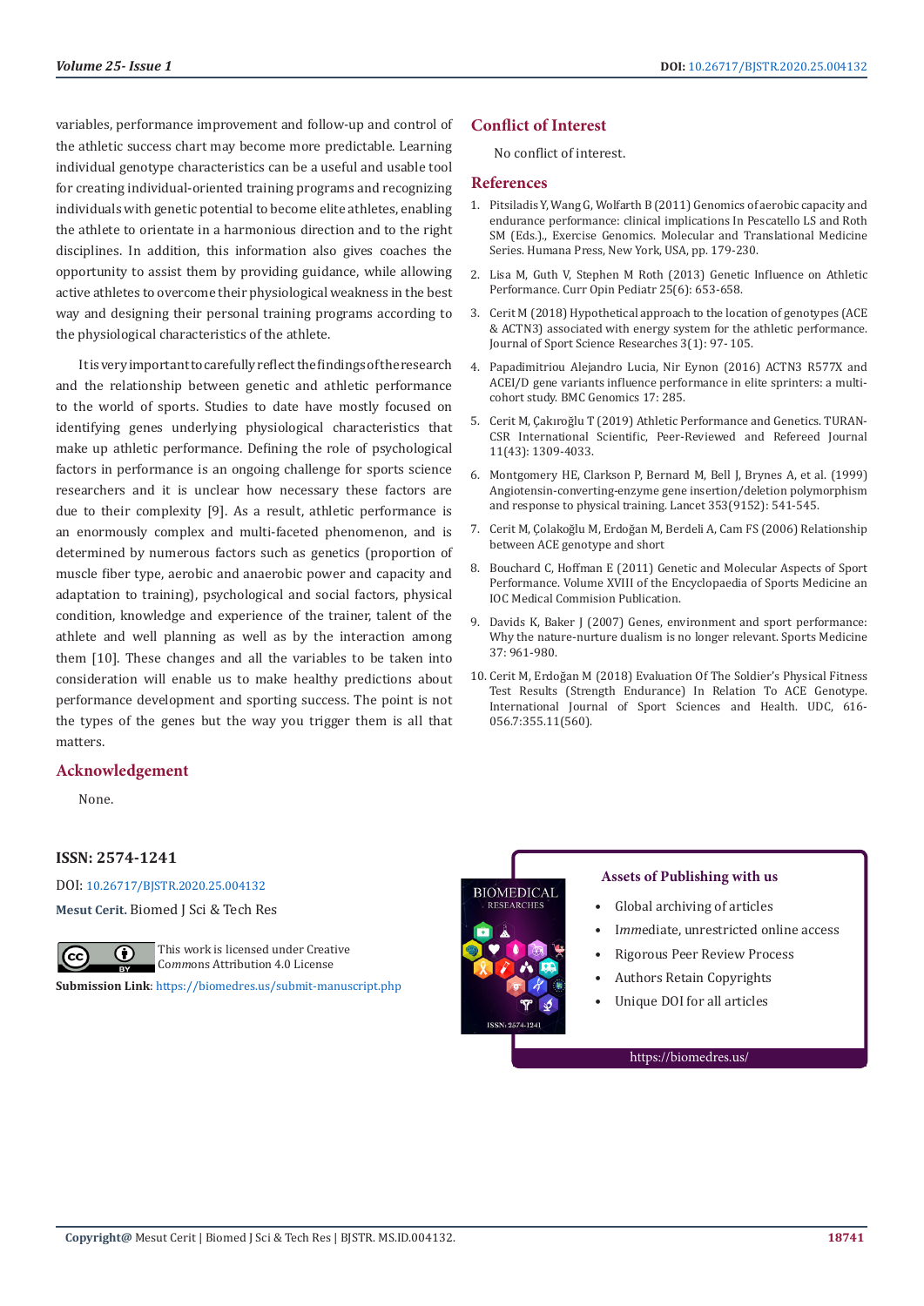variables, performance improvement and follow-up and control of the athletic success chart may become more predictable. Learning individual genotype characteristics can be a useful and usable tool for creating individual-oriented training programs and recognizing individuals with genetic potential to become elite athletes, enabling the athlete to orientate in a harmonious direction and to the right disciplines. In addition, this information also gives coaches the opportunity to assist them by providing guidance, while allowing active athletes to overcome their physiological weakness in the best way and designing their personal training programs according to the physiological characteristics of the athlete.

It is very important to carefully reflect the findings of the research and the relationship between genetic and athletic performance to the world of sports. Studies to date have mostly focused on identifying genes underlying physiological characteristics that make up athletic performance. Defining the role of psychological factors in performance is an ongoing challenge for sports science researchers and it is unclear how necessary these factors are due to their complexity [9]. As a result, athletic performance is an enormously complex and multi-faceted phenomenon, and is determined by numerous factors such as genetics (proportion of muscle fiber type, aerobic and anaerobic power and capacity and adaptation to training), psychological and social factors, physical condition, knowledge and experience of the trainer, talent of the athlete and well planning as well as by the interaction among them [10]. These changes and all the variables to be taken into consideration will enable us to make healthy predictions about performance development and sporting success. The point is not the types of the genes but the way you trigger them is all that matters.

## Acknowledgement

None.

## Conflict of Interest

No conflict of interest.

## References

1. Pitsiladis Y, Wang G, Wolfarth B (2011) Genomics of aerobic capacity and endurance performance: clinical implications In Pescatello LS and Roth SM (Eds.)., Exercise Genomics. Molecular and Translational Medicine Series. Humana Press, New York, USA, pp. 179-230.
2. Lisa M, Guth V, Stephen M Roth (2013) Genetic Influence on Athletic Performance. Curr Opin Pediatr 25(6): 653-658.
3. Cerit M (2018) Hypothetical approach to the location of genotypes (ACE & ACTN3) associated with energy system for the athletic performance. Journal of Sport Science Researches 3(1): 97- 105.
4. Papadimitriou Alejandro Lucia, Nir Eynon (2016) ACTN3 R577X and ACEI/D gene variants influence performance in elite sprinters: a multi-cohort study. BMC Genomics 17: 285.
5. Cerit M, Çakıroğlu T (2019) Athletic Performance and Genetics. TURAN-CSR International Scientific, Peer-Reviewed and Refereed Journal 11(43): 1309-4033.
6. Montgomery HE, Clarkson P, Bernard M, Bell J, Brynes A, et al. (1999) Angiotensin-converting-enzyme gene insertion/deletion polymorphism and response to physical training. Lancet 353(9152): 541-545.
7. Cerit M, Çolakoğlu M, Erdoğan M, Berdeli A, Cam FS (2006) Relationship between ACE genotype and short
8. Bouchard C, Hoffman E (2011) Genetic and Molecular Aspects of Sport Performance. Volume XVIII of the Encyclopaedia of Sports Medicine an IOC Medical Commision Publication.
9. Davids K, Baker J (2007) Genes, environment and sport performance: Why the nature-nurture dualism is no longer relevant. Sports Medicine 37: 961-980.
10. Cerit M, Erdoğan M (2018) Evaluation Of The Soldier's Physical Fitness Test Results (Strength Endurance) In Relation To ACE Genotype. International Journal of Sport Sciences and Health. UDC, 616-056.7:355.11(560).

**ISSN: 2574-1241**

DOI: 10.26717/BJSTR.2020.25.004132

**Mesut Cerit**. Biomed J Sci & Tech Res

This work is licensed under Creative Commons Attribution 4.0 License

**Submission Link**: https://biomedres.us/submit-manuscript.php

**Assets of Publishing with us**

- Global archiving of articles
- Immediate, unrestricted online access
- Rigorous Peer Review Process
- Authors Retain Copyrights
- Unique DOI for all articles

https://biomedres.us/